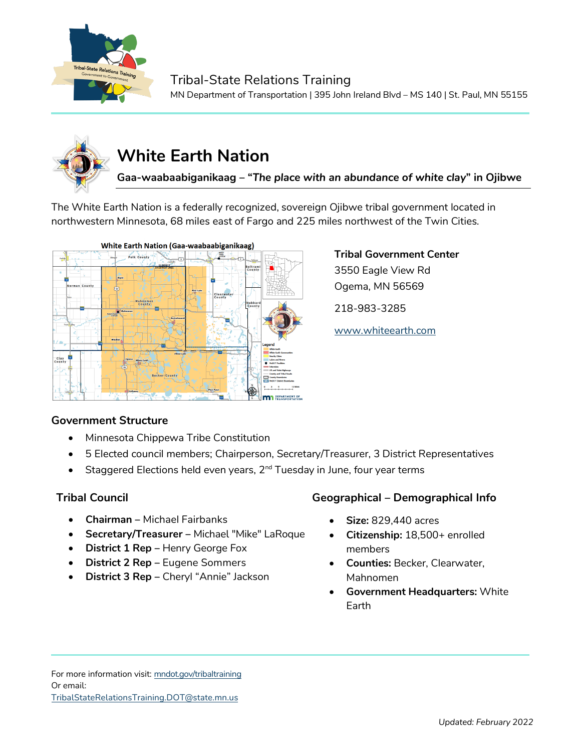Tribal-State Relations Training

MN Department of Transportation | 395 John Ireland Blvd – MS 140 | St. Paul, MN 55155

# White Earth Nation

**Gaa-waabaabiganikaag – “*The place with an abundance of white clay*” in Ojibwe**

The White Earth Nation is a federally recognized, sovereign Ojibwe tribal government located in northwestern Minnesota, 68 miles east of Fargo and 225 miles northwest of the Twin Cities.

**Tribal Government Center**

3550 Eagle View Rd

Ogema, MN 56569

218-983-3285

[www.whiteearth.com](http://www.whiteearth.com)

## Government Structure

- Minnesota Chippewa Tribe Constitution
- 5 Elected council members; Chairperson, Secretary/Treasurer, 3 District Representatives
- Staggered Elections held even years, 2nd Tuesday in June, four year terms

## Tribal Council

- **Chairman** – Michael Fairbanks
- **Secretary/Treasurer** – Michael "Mike" LaRoque
- **District 1 Rep** – Henry George Fox
- **District 2 Rep** – Eugene Sommers
- **District 3 Rep** – Cheryl “Annie” Jackson

## Geographical – Demographical Info

- **Size:** 829,440 acres
- **Citizenship:** 18,500+ enrolled members
- **Counties:** Becker, Clearwater, Mahnomen
- **Government Headquarters:** White Earth

For more information visit: [mndot.gov/tribaltraining](http://mndot.gov/tribaltraining)
Or email:
[TribalStateRelationsTraining.DOT@state.mn.us](mailto:TribalStateRelationsTraining.DOT@state.mn.us)

Updated: *February 2022*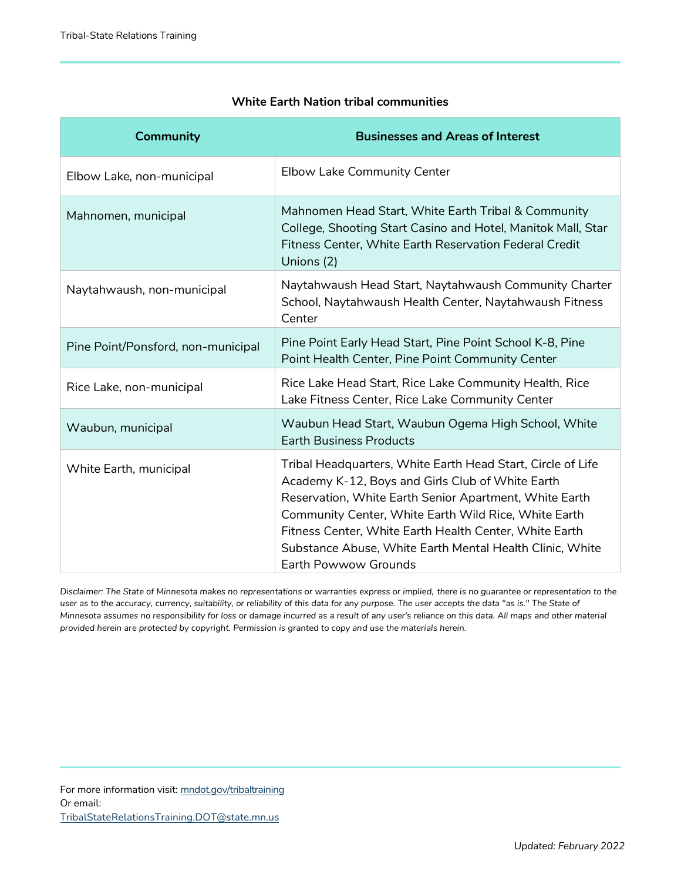**White Earth Nation tribal communities**

| Community | Businesses and Areas of Interest |
|---|---|
| Elbow Lake, non-municipal | Elbow Lake Community Center |
| Mahnomen, municipal | Mahnomen Head Start, White Earth Tribal & Community College, Shooting Start Casino and Hotel, Manitok Mall, Star Fitness Center, White Earth Reservation Federal Credit Unions (2) |
| Naytahwaush, non-municipal | Naytahwaush Head Start, Naytahwaush Community Charter School, Naytahwaush Health Center, Naytahwaush Fitness Center |
| Pine Point/Ponsford, non-municipal | Pine Point Early Head Start, Pine Point School K-8, Pine Point Health Center, Pine Point Community Center |
| Rice Lake, non-municipal | Rice Lake Head Start, Rice Lake Community Health, Rice Lake Fitness Center, Rice Lake Community Center |
| Waubun, municipal | Waubun Head Start, Waubun Ogema High School, White Earth Business Products |
| White Earth, municipal | Tribal Headquarters, White Earth Head Start, Circle of Life Academy K-12, Boys and Girls Club of White Earth Reservation, White Earth Senior Apartment, White Earth Community Center, White Earth Wild Rice, White Earth Fitness Center, White Earth Health Center, White Earth Substance Abuse, White Earth Mental Health Clinic, White Earth Powwow Grounds |

*Disclaimer: The State of Minnesota makes no representations or warranties express or implied, there is no guarantee or representation to the user as to the accuracy, currency, suitability, or reliability of this data for any purpose. The user accepts the data "as is." The State of Minnesota assumes no responsibility for loss or damage incurred as a result of any user's reliance on this data. All maps and other material provided herein are protected by copyright. Permission is granted to copy and use the materials herein.*

For more information visit: mndot.gov/tribaltraining
Or email:
TribalStateRelationsTraining.DOT@state.mn.us

Updated: *February* 2022